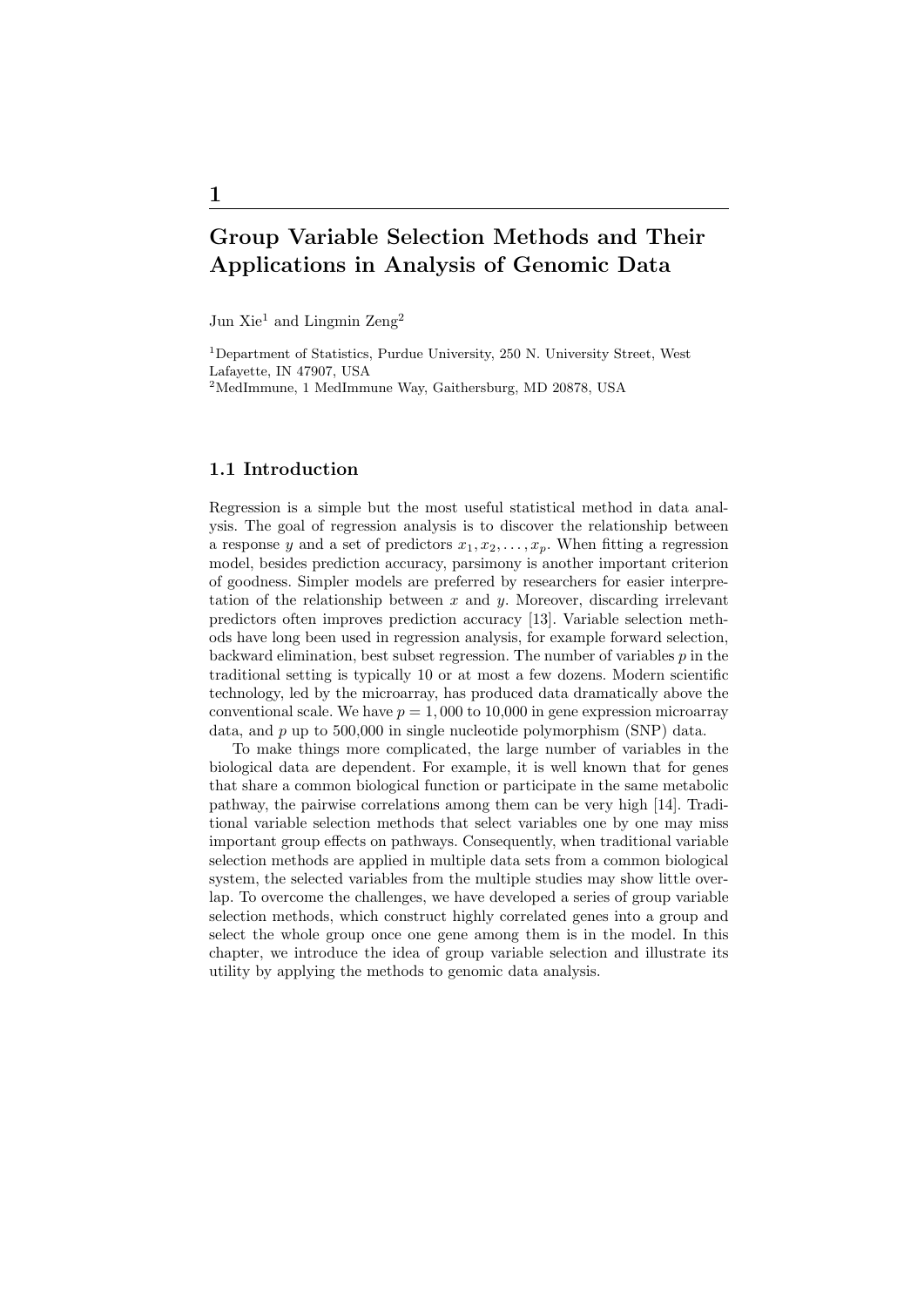# 1

# Group Variable Selection Methods and Their Applications in Analysis of Genomic Data

Jun Xie[1] and Lingmin Zeng[2]

[1]Department of Statistics, Purdue University, 250 N. University Street, West Lafayette, IN 47907, USA
[2]MedImmune, 1 MedImmune Way, Gaithersburg, MD 20878, USA

## 1.1 Introduction

Regression is a simple but the most useful statistical method in data analysis. The goal of regression analysis is to discover the relationship between a response $y$ and a set of predictors $x_1, x_2, \ldots, x_p$. When fitting a regression model, besides prediction accuracy, parsimony is another important criterion of goodness. Simpler models are preferred by researchers for easier interpretation of the relationship between $x$ and $y$. Moreover, discarding irrelevant predictors often improves prediction accuracy [13]. Variable selection methods have long been used in regression analysis, for example forward selection, backward elimination, best subset regression. The number of variables $p$ in the traditional setting is typically 10 or at most a few dozens. Modern scientific technology, led by the microarray, has produced data dramatically above the conventional scale. We have $p = 1,000$ to 10,000 in gene expression microarray data, and $p$ up to 500,000 in single nucleotide polymorphism (SNP) data.

To make things more complicated, the large number of variables in the biological data are dependent. For example, it is well known that for genes that share a common biological function or participate in the same metabolic pathway, the pairwise correlations among them can be very high [14]. Traditional variable selection methods that select variables one by one may miss important group effects on pathways. Consequently, when traditional variable selection methods are applied in multiple data sets from a common biological system, the selected variables from the multiple studies may show little overlap. To overcome the challenges, we have developed a series of group variable selection methods, which construct highly correlated genes into a group and select the whole group once one gene among them is in the model. In this chapter, we introduce the idea of group variable selection and illustrate its utility by applying the methods to genomic data analysis.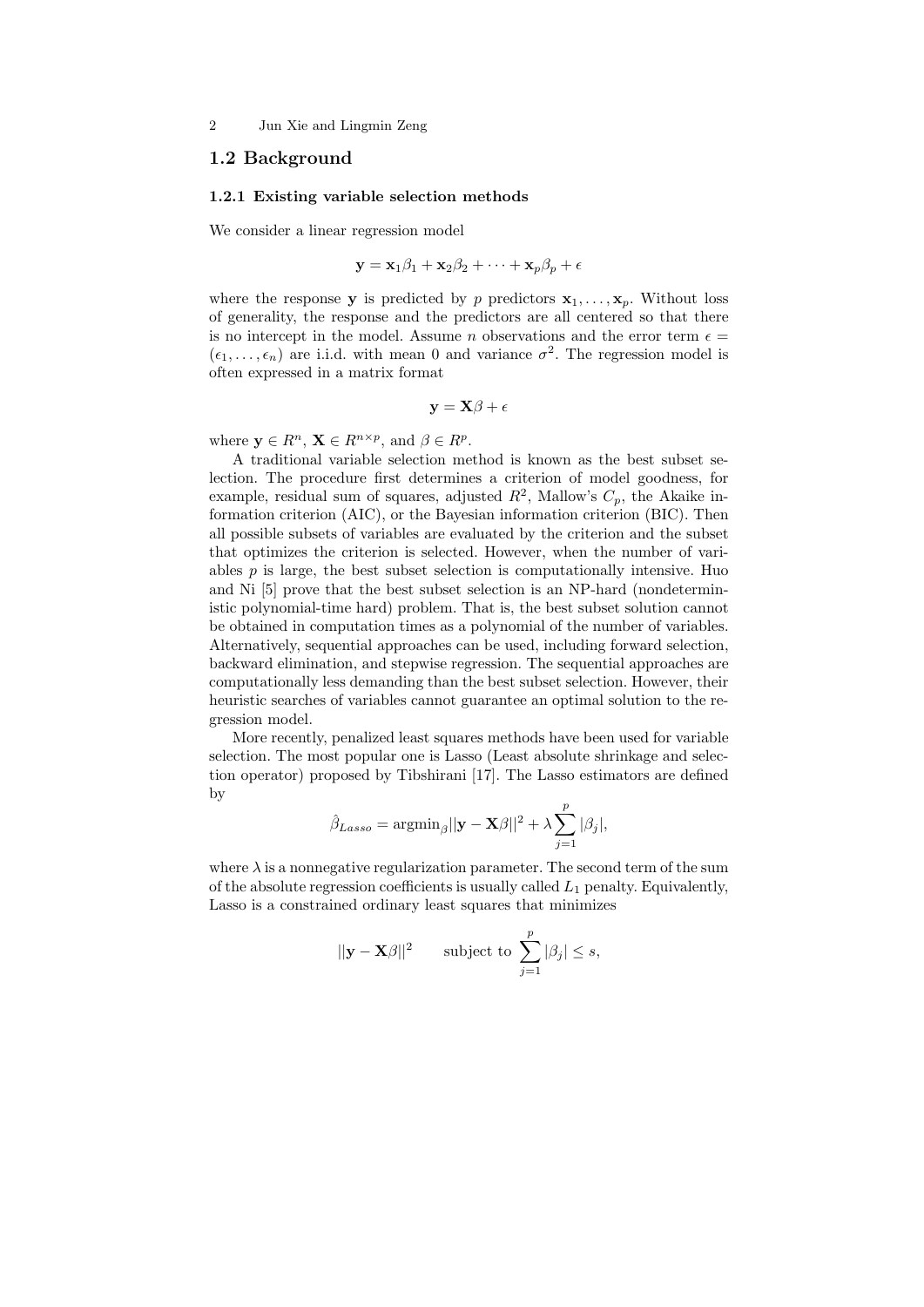## 1.2 Background

### 1.2.1 Existing variable selection methods

We consider a linear regression model

$$\mathbf{y} = \mathbf{x}_1\beta_1 + \mathbf{x}_2\beta_2 + \cdots + \mathbf{x}_p\beta_p + \epsilon$$

where the response $\mathbf{y}$ is predicted by $p$ predictors $\mathbf{x}_1, \ldots, \mathbf{x}_p$. Without loss of generality, the response and the predictors are all centered so that there is no intercept in the model. Assume $n$ observations and the error term $\epsilon = (\epsilon_1, \ldots, \epsilon_n)$ are i.i.d. with mean 0 and variance $\sigma^2$. The regression model is often expressed in a matrix format

$$\mathbf{y} = \mathbf{X}\beta + \epsilon$$

where $\mathbf{y} \in R^n$, $\mathbf{X} \in R^{n \times p}$, and $\beta \in R^p$.

A traditional variable selection method is known as the best subset selection. The procedure first determines a criterion of model goodness, for example, residual sum of squares, adjusted $R^2$, Mallow's $C_p$, the Akaike information criterion (AIC), or the Bayesian information criterion (BIC). Then all possible subsets of variables are evaluated by the criterion and the subset that optimizes the criterion is selected. However, when the number of variables $p$ is large, the best subset selection is computationally intensive. Huo and Ni [5] prove that the best subset selection is an NP-hard (nondeterministic polynomial-time hard) problem. That is, the best subset solution cannot be obtained in computation times as a polynomial of the number of variables. Alternatively, sequential approaches can be used, including forward selection, backward elimination, and stepwise regression. The sequential approaches are computationally less demanding than the best subset selection. However, their heuristic searches of variables cannot guarantee an optimal solution to the regression model.

More recently, penalized least squares methods have been used for variable selection. The most popular one is Lasso (Least absolute shrinkage and selection operator) proposed by Tibshirani [17]. The Lasso estimators are defined by

$$\hat{\beta}_{Lasso} = \text{argmin}_{\beta} ||\mathbf{y} - \mathbf{X}\beta||^2 + \lambda \sum_{j=1}^{p} |\beta_j|,$$

where $\lambda$ is a nonnegative regularization parameter. The second term of the sum of the absolute regression coefficients is usually called $L_1$ penalty. Equivalently, Lasso is a constrained ordinary least squares that minimizes

$$||\mathbf{y} - \mathbf{X}\beta||^2 \qquad \text{subject to } \sum_{j=1}^{p} |\beta_j| \leq s,$$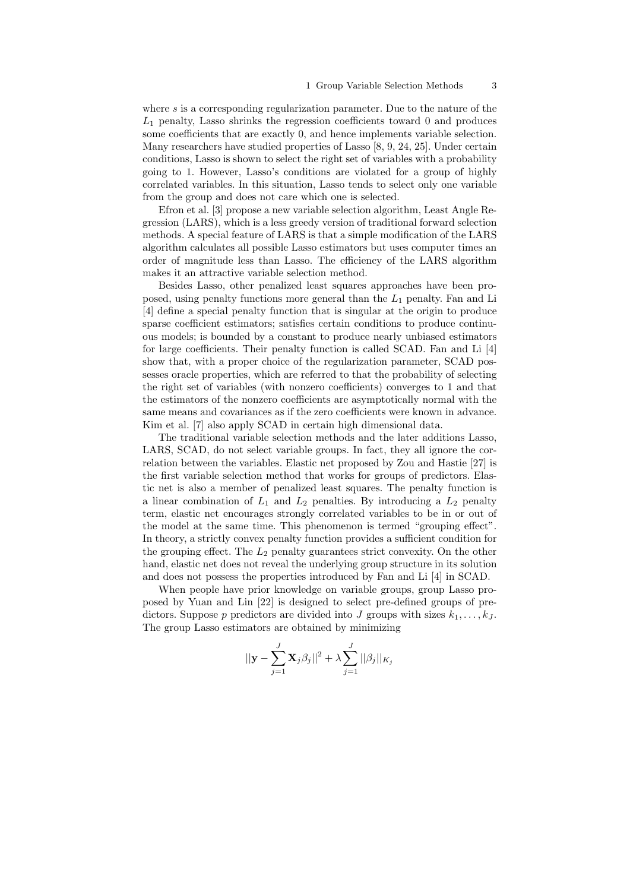where $s$ is a corresponding regularization parameter. Due to the nature of the $L_1$ penalty, Lasso shrinks the regression coefficients toward 0 and produces some coefficients that are exactly 0, and hence implements variable selection. Many researchers have studied properties of Lasso [8, 9, 24, 25]. Under certain conditions, Lasso is shown to select the right set of variables with a probability going to 1. However, Lasso's conditions are violated for a group of highly correlated variables. In this situation, Lasso tends to select only one variable from the group and does not care which one is selected.

Efron et al. [3] propose a new variable selection algorithm, Least Angle Regression (LARS), which is a less greedy version of traditional forward selection methods. A special feature of LARS is that a simple modification of the LARS algorithm calculates all possible Lasso estimators but uses computer times an order of magnitude less than Lasso. The efficiency of the LARS algorithm makes it an attractive variable selection method.

Besides Lasso, other penalized least squares approaches have been proposed, using penalty functions more general than the $L_1$ penalty. Fan and Li [4] define a special penalty function that is singular at the origin to produce sparse coefficient estimators; satisfies certain conditions to produce continuous models; is bounded by a constant to produce nearly unbiased estimators for large coefficients. Their penalty function is called SCAD. Fan and Li [4] show that, with a proper choice of the regularization parameter, SCAD possesses oracle properties, which are referred to that the probability of selecting the right set of variables (with nonzero coefficients) converges to 1 and that the estimators of the nonzero coefficients are asymptotically normal with the same means and covariances as if the zero coefficients were known in advance. Kim et al. [7] also apply SCAD in certain high dimensional data.

The traditional variable selection methods and the later additions Lasso, LARS, SCAD, do not select variable groups. In fact, they all ignore the correlation between the variables. Elastic net proposed by Zou and Hastie [27] is the first variable selection method that works for groups of predictors. Elastic net is also a member of penalized least squares. The penalty function is a linear combination of $L_1$ and $L_2$ penalties. By introducing a $L_2$ penalty term, elastic net encourages strongly correlated variables to be in or out of the model at the same time. This phenomenon is termed "grouping effect". In theory, a strictly convex penalty function provides a sufficient condition for the grouping effect. The $L_2$ penalty guarantees strict convexity. On the other hand, elastic net does not reveal the underlying group structure in its solution and does not possess the properties introduced by Fan and Li [4] in SCAD.

When people have prior knowledge on variable groups, group Lasso proposed by Yuan and Lin [22] is designed to select pre-defined groups of predictors. Suppose $p$ predictors are divided into $J$ groups with sizes $k_1, \ldots, k_J$. The group Lasso estimators are obtained by minimizing

$$||\mathbf{y} - \sum_{j=1}^{J} \mathbf{X}_j \beta_j||^2 + \lambda \sum_{j=1}^{J} ||\beta_j||_{K_j}$$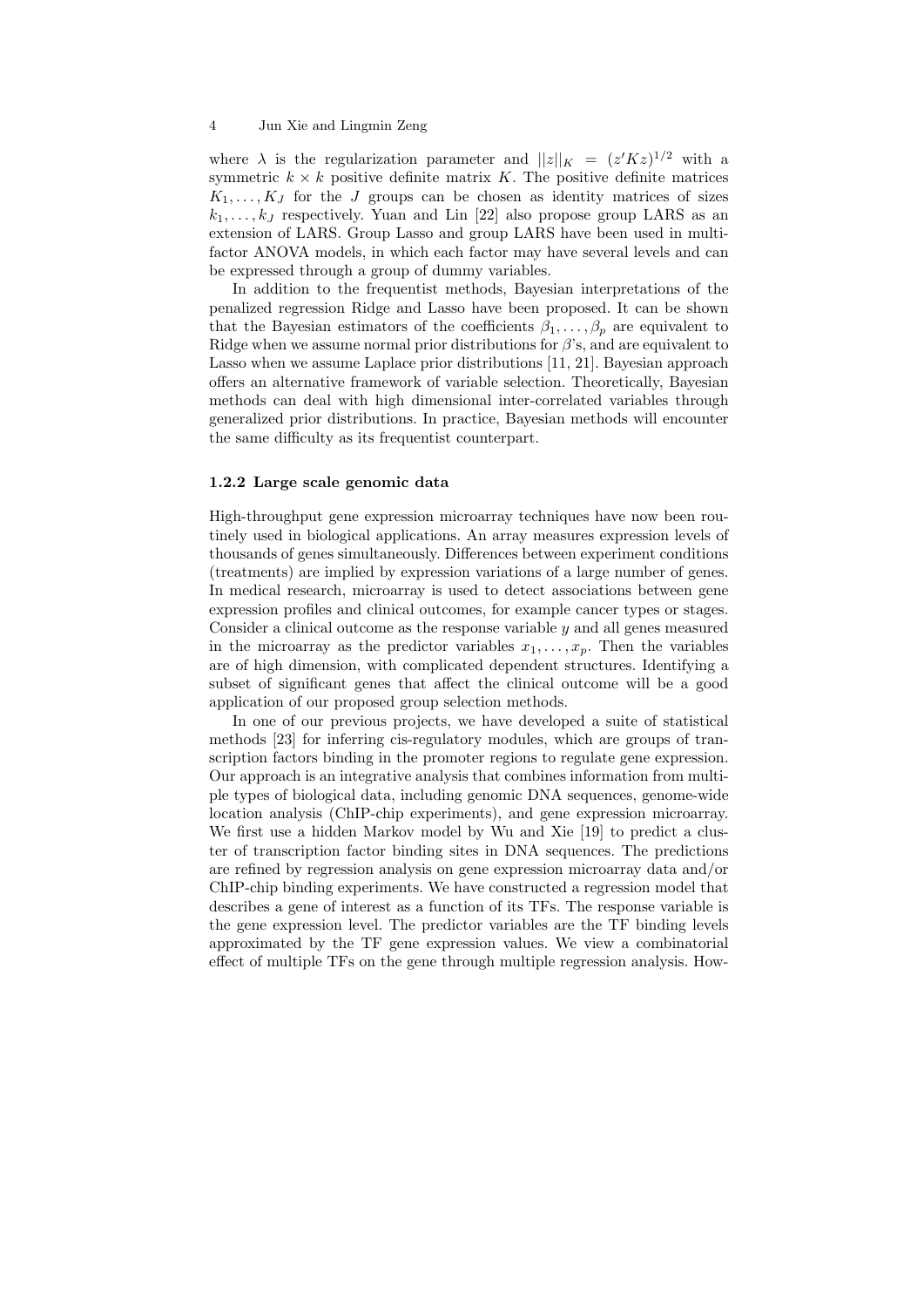where $\lambda$ is the regularization parameter and $||z||_K = (z'Kz)^{1/2}$ with a symmetric $k \times k$ positive definite matrix $K$. The positive definite matrices $K_1, \ldots, K_J$ for the $J$ groups can be chosen as identity matrices of sizes $k_1, \ldots, k_J$ respectively. Yuan and Lin [22] also propose group LARS as an extension of LARS. Group Lasso and group LARS have been used in multi-factor ANOVA models, in which each factor may have several levels and can be expressed through a group of dummy variables.

In addition to the frequentist methods, Bayesian interpretations of the penalized regression Ridge and Lasso have been proposed. It can be shown that the Bayesian estimators of the coefficients $\beta_1, \ldots, \beta_p$ are equivalent to Ridge when we assume normal prior distributions for $\beta$'s, and are equivalent to Lasso when we assume Laplace prior distributions [11, 21]. Bayesian approach offers an alternative framework of variable selection. Theoretically, Bayesian methods can deal with high dimensional inter-correlated variables through generalized prior distributions. In practice, Bayesian methods will encounter the same difficulty as its frequentist counterpart.

### 1.2.2 Large scale genomic data

High-throughput gene expression microarray techniques have now been routinely used in biological applications. An array measures expression levels of thousands of genes simultaneously. Differences between experiment conditions (treatments) are implied by expression variations of a large number of genes. In medical research, microarray is used to detect associations between gene expression profiles and clinical outcomes, for example cancer types or stages. Consider a clinical outcome as the response variable $y$ and all genes measured in the microarray as the predictor variables $x_1, \ldots, x_p$. Then the variables are of high dimension, with complicated dependent structures. Identifying a subset of significant genes that affect the clinical outcome will be a good application of our proposed group selection methods.

In one of our previous projects, we have developed a suite of statistical methods [23] for inferring cis-regulatory modules, which are groups of transcription factors binding in the promoter regions to regulate gene expression. Our approach is an integrative analysis that combines information from multiple types of biological data, including genomic DNA sequences, genome-wide location analysis (ChIP-chip experiments), and gene expression microarray. We first use a hidden Markov model by Wu and Xie [19] to predict a cluster of transcription factor binding sites in DNA sequences. The predictions are refined by regression analysis on gene expression microarray data and/or ChIP-chip binding experiments. We have constructed a regression model that describes a gene of interest as a function of its TFs. The response variable is the gene expression level. The predictor variables are the TF binding levels approximated by the TF gene expression values. We view a combinatorial effect of multiple TFs on the gene through multiple regression analysis. How-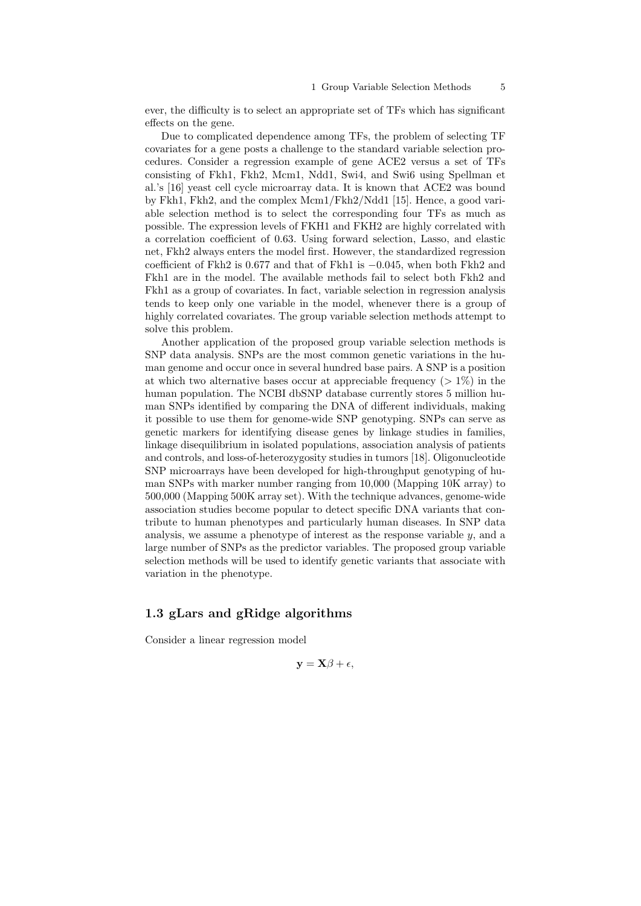ever, the difficulty is to select an appropriate set of TFs which has significant effects on the gene.

Due to complicated dependence among TFs, the problem of selecting TF covariates for a gene posts a challenge to the standard variable selection procedures. Consider a regression example of gene ACE2 versus a set of TFs consisting of Fkh1, Fkh2, Mcm1, Ndd1, Swi4, and Swi6 using Spellman et al.'s [16] yeast cell cycle microarray data. It is known that ACE2 was bound by Fkh1, Fkh2, and the complex Mcm1/Fkh2/Ndd1 [15]. Hence, a good variable selection method is to select the corresponding four TFs as much as possible. The expression levels of FKH1 and FKH2 are highly correlated with a correlation coefficient of 0.63. Using forward selection, Lasso, and elastic net, Fkh2 always enters the model first. However, the standardized regression coefficient of Fkh2 is 0.677 and that of Fkh1 is $-0.045$, when both Fkh2 and Fkh1 are in the model. The available methods fail to select both Fkh2 and Fkh1 as a group of covariates. In fact, variable selection in regression analysis tends to keep only one variable in the model, whenever there is a group of highly correlated covariates. The group variable selection methods attempt to solve this problem.

Another application of the proposed group variable selection methods is SNP data analysis. SNPs are the most common genetic variations in the human genome and occur once in several hundred base pairs. A SNP is a position at which two alternative bases occur at appreciable frequency ($> 1\%$) in the human population. The NCBI dbSNP database currently stores 5 million human SNPs identified by comparing the DNA of different individuals, making it possible to use them for genome-wide SNP genotyping. SNPs can serve as genetic markers for identifying disease genes by linkage studies in families, linkage disequilibrium in isolated populations, association analysis of patients and controls, and loss-of-heterozygosity studies in tumors [18]. Oligonucleotide SNP microarrays have been developed for high-throughput genotyping of human SNPs with marker number ranging from 10,000 (Mapping 10K array) to 500,000 (Mapping 500K array set). With the technique advances, genome-wide association studies become popular to detect specific DNA variants that contribute to human phenotypes and particularly human diseases. In SNP data analysis, we assume a phenotype of interest as the response variable $y$, and a large number of SNPs as the predictor variables. The proposed group variable selection methods will be used to identify genetic variants that associate with variation in the phenotype.

## 1.3 gLars and gRidge algorithms

Consider a linear regression model

$$\mathbf{y} = \mathbf{X}\beta + \epsilon,$$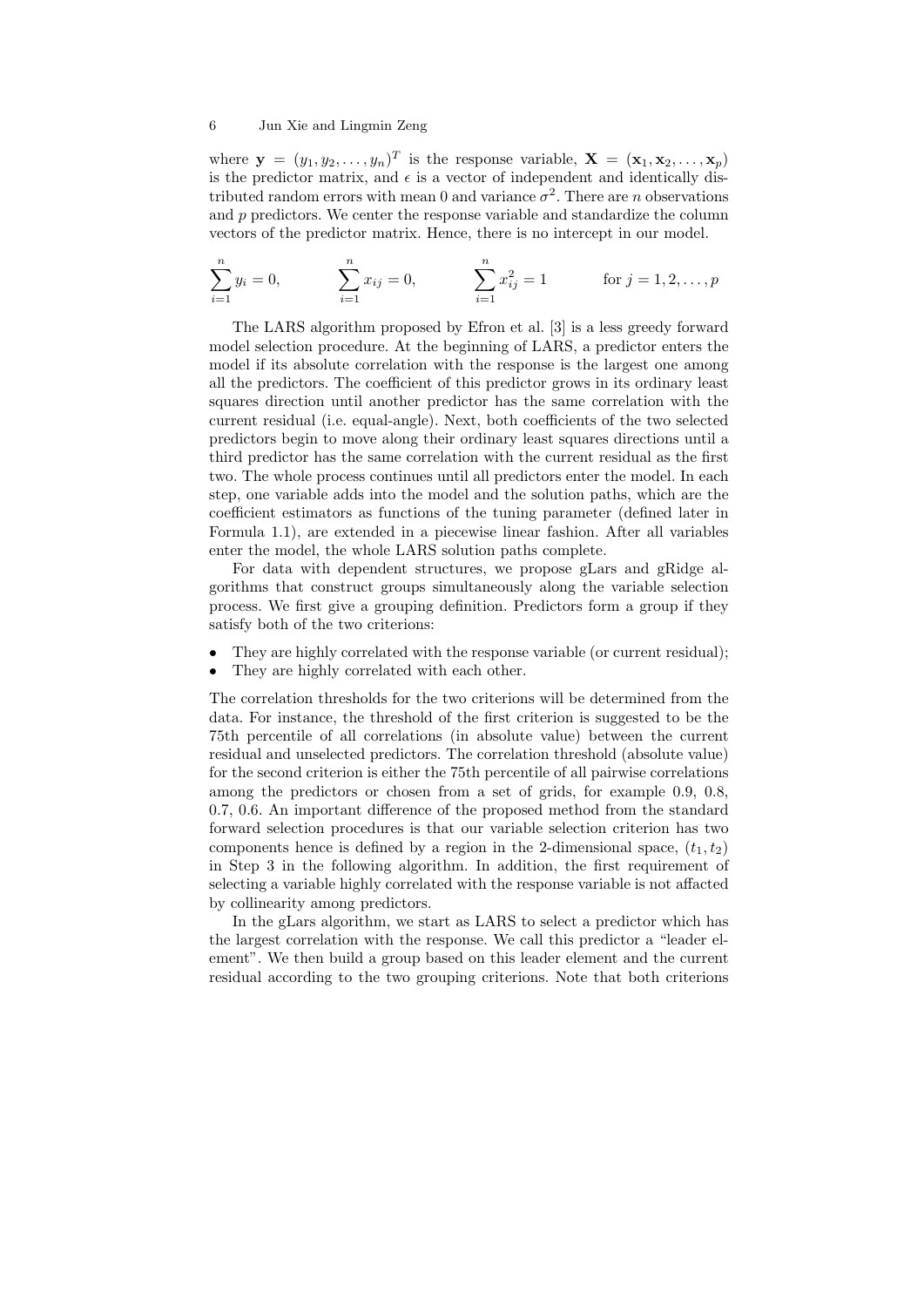where $\mathbf{y} = (y_1, y_2, \ldots, y_n)^T$ is the response variable, $\mathbf{X} = (\mathbf{x}_1, \mathbf{x}_2, \ldots, \mathbf{x}_p)$ is the predictor matrix, and $\epsilon$ is a vector of independent and identically distributed random errors with mean 0 and variance $\sigma^2$. There are $n$ observations and $p$ predictors. We center the response variable and standardize the column vectors of the predictor matrix. Hence, there is no intercept in our model.

$$\sum_{i=1}^{n} y_i = 0, \qquad \sum_{i=1}^{n} x_{ij} = 0, \qquad \sum_{i=1}^{n} x_{ij}^2 = 1 \qquad \text{for } j = 1, 2, \ldots, p$$

The LARS algorithm proposed by Efron et al. [3] is a less greedy forward model selection procedure. At the beginning of LARS, a predictor enters the model if its absolute correlation with the response is the largest one among all the predictors. The coefficient of this predictor grows in its ordinary least squares direction until another predictor has the same correlation with the current residual (i.e. equal-angle). Next, both coefficients of the two selected predictors begin to move along their ordinary least squares directions until a third predictor has the same correlation with the current residual as the first two. The whole process continues until all predictors enter the model. In each step, one variable adds into the model and the solution paths, which are the coefficient estimators as functions of the tuning parameter (defined later in Formula 1.1), are extended in a piecewise linear fashion. After all variables enter the model, the whole LARS solution paths complete.

For data with dependent structures, we propose gLars and gRidge algorithms that construct groups simultaneously along the variable selection process. We first give a grouping definition. Predictors form a group if they satisfy both of the two criterions:

- They are highly correlated with the response variable (or current residual);
- They are highly correlated with each other.

The correlation thresholds for the two criterions will be determined from the data. For instance, the threshold of the first criterion is suggested to be the 75th percentile of all correlations (in absolute value) between the current residual and unselected predictors. The correlation threshold (absolute value) for the second criterion is either the 75th percentile of all pairwise correlations among the predictors or chosen from a set of grids, for example 0.9, 0.8, 0.7, 0.6. An important difference of the proposed method from the standard forward selection procedures is that our variable selection criterion has two components hence is defined by a region in the 2-dimensional space, $(t_1, t_2)$ in Step 3 in the following algorithm. In addition, the first requirement of selecting a variable highly correlated with the response variable is not affacted by collinearity among predictors.

In the gLars algorithm, we start as LARS to select a predictor which has the largest correlation with the response. We call this predictor a "leader element". We then build a group based on this leader element and the current residual according to the two grouping criterions. Note that both criterions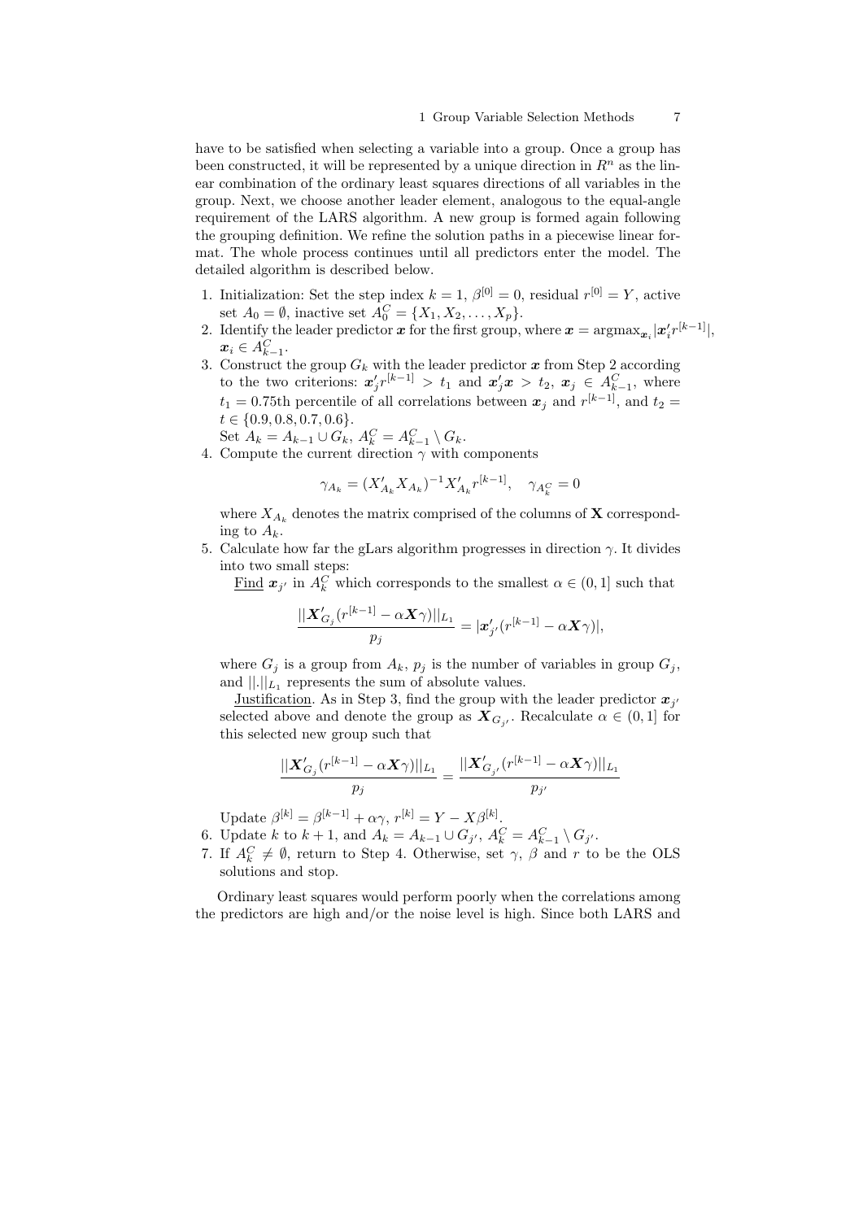have to be satisfied when selecting a variable into a group. Once a group has been constructed, it will be represented by a unique direction in $R^n$ as the linear combination of the ordinary least squares directions of all variables in the group. Next, we choose another leader element, analogous to the equal-angle requirement of the LARS algorithm. A new group is formed again following the grouping definition. We refine the solution paths in a piecewise linear format. The whole process continues until all predictors enter the model. The detailed algorithm is described below.

1. Initialization: Set the step index $k = 1$, $\beta^{[0]} = 0$, residual $r^{[0]} = Y$, active set $A_0 = \emptyset$, inactive set $A_0^C = \{X_1, X_2, \ldots, X_p\}$.
2. Identify the leader predictor $\boldsymbol{x}$ for the first group, where $\boldsymbol{x} = \text{argmax}_{\boldsymbol{x}_i} |\boldsymbol{x}_i' r^{[k-1]}|$, $\boldsymbol{x}_i \in A_{k-1}^C$.
3. Construct the group $G_k$ with the leader predictor $\boldsymbol{x}$ from Step 2 according to the two criterions: $\boldsymbol{x}_j' r^{[k-1]} > t_1$ and $\boldsymbol{x}_j' \boldsymbol{x} > t_2$, $\boldsymbol{x}_j \in A_{k-1}^C$, where $t_1 = 0.75$th percentile of all correlations between $\boldsymbol{x}_j$ and $r^{[k-1]}$, and $t_2 = t \in \{0.9, 0.8, 0.7, 0.6\}$.
   Set $A_k = A_{k-1} \cup G_k$, $A_k^C = A_{k-1}^C \setminus G_k$.
4. Compute the current direction $\gamma$ with components
   $$\gamma_{A_k} = (X_{A_k}' X_{A_k})^{-1} X_{A_k}' r^{[k-1]}, \quad \gamma_{A_k^C} = 0$$
   where $X_{A_k}$ denotes the matrix comprised of the columns of $\mathbf{X}$ corresponding to $A_k$.
5. Calculate how far the gLars algorithm progresses in direction $\gamma$. It divides into two small steps:
   Find $\boldsymbol{x}_{j'}$ in $A_k^C$ which corresponds to the smallest $\alpha \in (0, 1]$ such that
   $$\frac{||\boldsymbol{X}_{G_j}'(r^{[k-1]} - \alpha \boldsymbol{X}\gamma)||_{L_1}}{p_j} = |\boldsymbol{x}_{j'}'(r^{[k-1]} - \alpha \boldsymbol{X}\gamma)|,$$
   where $G_j$ is a group from $A_k$, $p_j$ is the number of variables in group $G_j$, and $||.||_{L_1}$ represents the sum of absolute values.
   Justification. As in Step 3, find the group with the leader predictor $\boldsymbol{x}_{j'}$ selected above and denote the group as $\boldsymbol{X}_{G_{j'}}$. Recalculate $\alpha \in (0, 1]$ for this selected new group such that
   $$\frac{||\boldsymbol{X}_{G_j}'(r^{[k-1]} - \alpha \boldsymbol{X}\gamma)||_{L_1}}{p_j} = \frac{||\boldsymbol{X}_{G_{j'}}'(r^{[k-1]} - \alpha \boldsymbol{X}\gamma)||_{L_1}}{p_{j'}}$$
   Update $\beta^{[k]} = \beta^{[k-1]} + \alpha\gamma$, $r^{[k]} = Y - X\beta^{[k]}$.
6. Update $k$ to $k + 1$, and $A_k = A_{k-1} \cup G_{j'}$, $A_k^C = A_{k-1}^C \setminus G_{j'}$.
7. If $A_k^C \neq \emptyset$, return to Step 4. Otherwise, set $\gamma$, $\beta$ and $r$ to be the OLS solutions and stop.

Ordinary least squares would perform poorly when the correlations among the predictors are high and/or the noise level is high. Since both LARS and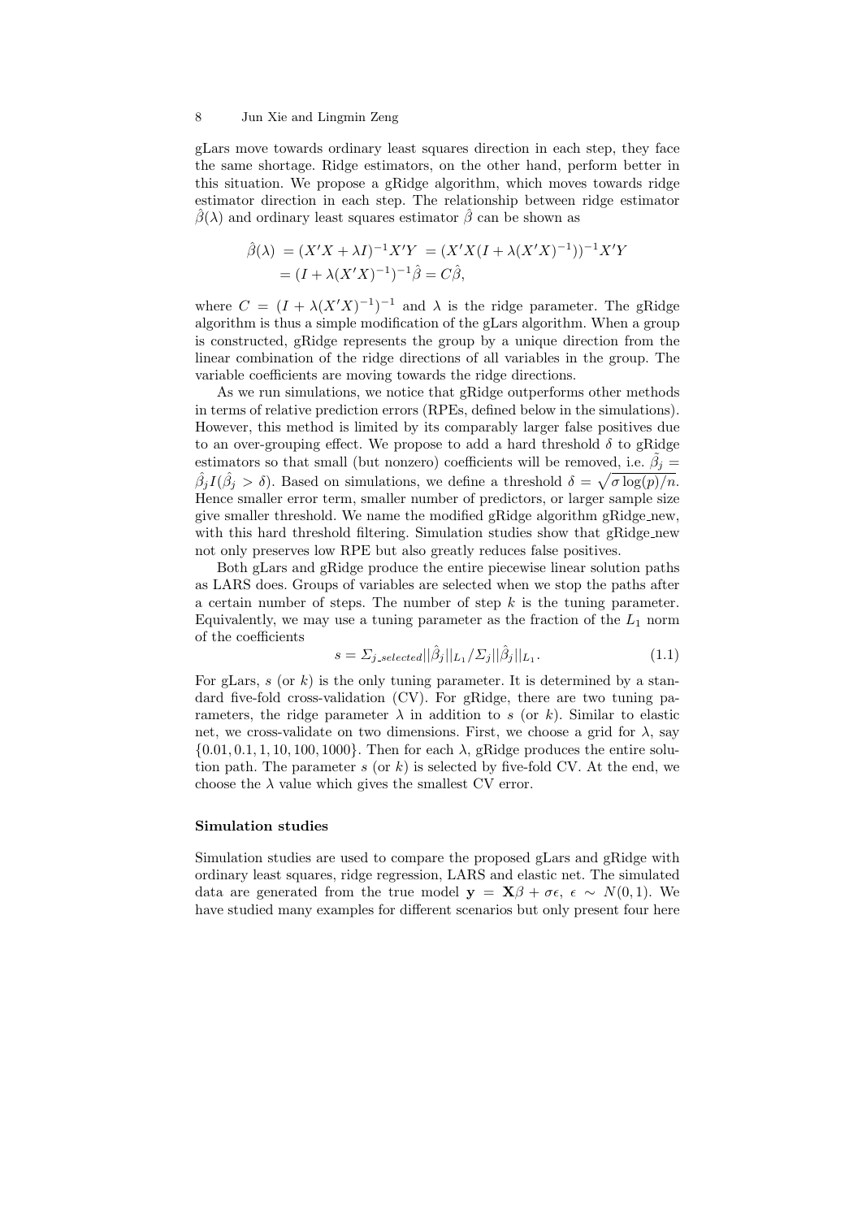gLars move towards ordinary least squares direction in each step, they face the same shortage. Ridge estimators, on the other hand, perform better in this situation. We propose a gRidge algorithm, which moves towards ridge estimator direction in each step. The relationship between ridge estimator $\hat{\beta}(\lambda)$ and ordinary least squares estimator $\hat{\beta}$ can be shown as

$$
\begin{aligned}
\hat{\beta}(\lambda) &= (X'X + \lambda I)^{-1}X'Y = (X'X(I + \lambda(X'X)^{-1}))^{-1}X'Y \\
&= (I + \lambda(X'X)^{-1})^{-1}\hat{\beta} = C\hat{\beta},
\end{aligned}
$$

where $C = (I + \lambda(X'X)^{-1})^{-1}$ and $\lambda$ is the ridge parameter. The gRidge algorithm is thus a simple modification of the gLars algorithm. When a group is constructed, gRidge represents the group by a unique direction from the linear combination of the ridge directions of all variables in the group. The variable coefficients are moving towards the ridge directions.

As we run simulations, we notice that gRidge outperforms other methods in terms of relative prediction errors (RPEs, defined below in the simulations). However, this method is limited by its comparably larger false positives due to an over-grouping effect. We propose to add a hard threshold $\delta$ to gRidge estimators so that small (but nonzero) coefficients will be removed, i.e. $\tilde{\beta}_j = \hat{\beta}_j I(\hat{\beta}_j > \delta)$. Based on simulations, we define a threshold $\delta = \sqrt{\sigma \log(p)/n}$. Hence smaller error term, smaller number of predictors, or larger sample size give smaller threshold. We name the modified gRidge algorithm gRidge_new, with this hard threshold filtering. Simulation studies show that gRidge_new not only preserves low RPE but also greatly reduces false positives.

Both gLars and gRidge produce the entire piecewise linear solution paths as LARS does. Groups of variables are selected when we stop the paths after a certain number of steps. The number of step $k$ is the tuning parameter. Equivalently, we may use a tuning parameter as the fraction of the $L_1$ norm of the coefficients

$$
s = \Sigma_{j\_selected}||\hat{\beta}_j||_{L_1}/\Sigma_j||\hat{\beta}_j||_{L_1}. \tag{1.1}
$$

For gLars, $s$ (or $k$) is the only tuning parameter. It is determined by a standard five-fold cross-validation (CV). For gRidge, there are two tuning parameters, the ridge parameter $\lambda$ in addition to $s$ (or $k$). Similar to elastic net, we cross-validate on two dimensions. First, we choose a grid for $\lambda$, say $\{0.01, 0.1, 1, 10, 100, 1000\}$. Then for each $\lambda$, gRidge produces the entire solution path. The parameter $s$ (or $k$) is selected by five-fold CV. At the end, we choose the $\lambda$ value which gives the smallest CV error.

**Simulation studies**

Simulation studies are used to compare the proposed gLars and gRidge with ordinary least squares, ridge regression, LARS and elastic net. The simulated data are generated from the true model $\mathbf{y} = \mathbf{X}\beta + \sigma\epsilon$, $\epsilon \sim N(0, 1)$. We have studied many examples for different scenarios but only present four here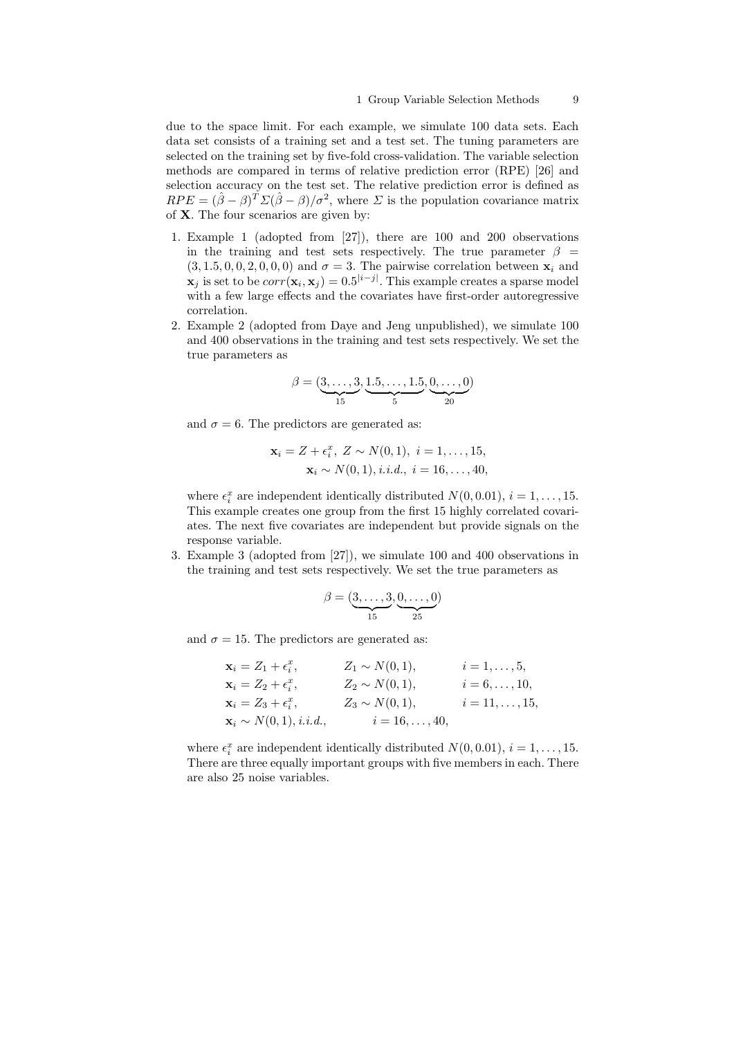due to the space limit. For each example, we simulate 100 data sets. Each data set consists of a training set and a test set. The tuning parameters are selected on the training set by five-fold cross-validation. The variable selection methods are compared in terms of relative prediction error (RPE) [26] and selection accuracy on the test set. The relative prediction error is defined as $RPE = (\hat{\beta} - \beta)^T \Sigma (\hat{\beta} - \beta)/\sigma^2$, where $\Sigma$ is the population covariance matrix of $\mathbf{X}$. The four scenarios are given by:

1. Example 1 (adopted from [27]), there are 100 and 200 observations in the training and test sets respectively. The true parameter $\beta = (3, 1.5, 0, 0, 2, 0, 0, 0)$ and $\sigma = 3$. The pairwise correlation between $\mathbf{x}_i$ and $\mathbf{x}_j$ is set to be $corr(\mathbf{x}_i, \mathbf{x}_j) = 0.5^{|i-j|}$. This example creates a sparse model with a few large effects and the covariates have first-order autoregressive correlation.
2. Example 2 (adopted from Daye and Jeng unpublished), we simulate 100 and 400 observations in the training and test sets respectively. We set the true parameters as

$$\beta = (\underbrace{3, \ldots, 3}_{15}, \underbrace{1.5, \ldots, 1.5}_{5}, \underbrace{0, \ldots, 0}_{20})$$

and $\sigma = 6$. The predictors are generated as:

$$\mathbf{x}_i = Z + \epsilon_i^x,\ Z \sim N(0, 1),\ i = 1, \ldots, 15,$$
$$\mathbf{x}_i \sim N(0, 1), i.i.d.,\ i = 16, \ldots, 40,$$

where $\epsilon_i^x$ are independent identically distributed $N(0, 0.01)$, $i = 1, \ldots, 15$. This example creates one group from the first 15 highly correlated covariates. The next five covariates are independent but provide signals on the response variable.
3. Example 3 (adopted from [27]), we simulate 100 and 400 observations in the training and test sets respectively. We set the true parameters as

$$\beta = (\underbrace{3, \ldots, 3}_{15}, \underbrace{0, \ldots, 0}_{25})$$

and $\sigma = 15$. The predictors are generated as:

$$\begin{aligned}
\mathbf{x}_i &= Z_1 + \epsilon_i^x, & Z_1 &\sim N(0, 1), & i &= 1, \ldots, 5,\\
\mathbf{x}_i &= Z_2 + \epsilon_i^x, & Z_2 &\sim N(0, 1), & i &= 6, \ldots, 10,\\
\mathbf{x}_i &= Z_3 + \epsilon_i^x, & Z_3 &\sim N(0, 1), & i &= 11, \ldots, 15,\\
\mathbf{x}_i &\sim N(0, 1), i.i.d., & i &= 16, \ldots, 40,
\end{aligned}$$

where $\epsilon_i^x$ are independent identically distributed $N(0, 0.01)$, $i = 1, \ldots, 15$. There are three equally important groups with five members in each. There are also 25 noise variables.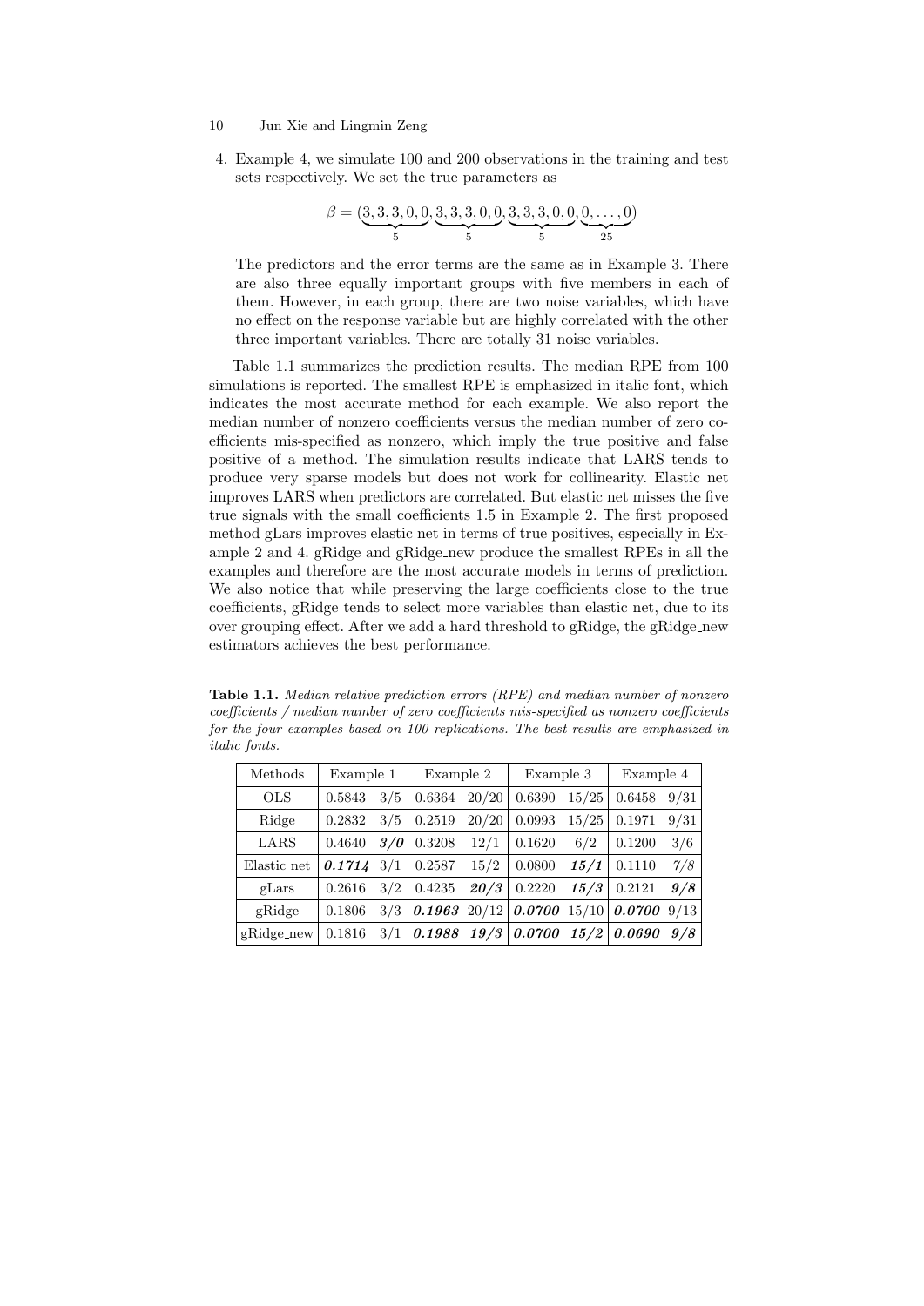4. Example 4, we simulate 100 and 200 observations in the training and test sets respectively. We set the true parameters as

$$\beta = (\underbrace{3, 3, 3, 0, 0}_{5}, \underbrace{3, 3, 3, 0, 0}_{5}, \underbrace{3, 3, 3, 0, 0}_{5}, \underbrace{0, \ldots, 0}_{25})$$

   The predictors and the error terms are the same as in Example 3. There are also three equally important groups with five members in each of them. However, in each group, there are two noise variables, which have no effect on the response variable but are highly correlated with the other three important variables. There are totally 31 noise variables.

Table 1.1 summarizes the prediction results. The median RPE from 100 simulations is reported. The smallest RPE is emphasized in italic font, which indicates the most accurate method for each example. We also report the median number of nonzero coefficients versus the median number of zero coefficients mis-specified as nonzero, which imply the true positive and false positive of a method. The simulation results indicate that LARS tends to produce very sparse models but does not work for collinearity. Elastic net improves LARS when predictors are correlated. But elastic net misses the five true signals with the small coefficients 1.5 in Example 2. The first proposed method gLars improves elastic net in terms of true positives, especially in Example 2 and 4. gRidge and gRidge_new produce the smallest RPEs in all the examples and therefore are the most accurate models in terms of prediction. We also notice that while preserving the large coefficients close to the true coefficients, gRidge tends to select more variables than elastic net, due to its over grouping effect. After we add a hard threshold to gRidge, the gRidge_new estimators achieves the best performance.

**Table 1.1.** *Median relative prediction errors (RPE) and median number of nonzero coefficients / median number of zero coefficients mis-specified as nonzero coefficients for the four examples based on 100 replications. The best results are emphasized in italic fonts.*

| Methods | Example 1 | | Example 2 | | Example 3 | | Example 4 | |
|---|---|---|---|---|---|---|---|---|
| OLS | 0.5843 | 3/5 | 0.6364 | 20/20 | 0.6390 | 15/25 | 0.6458 | 9/31 |
| Ridge | 0.2832 | 3/5 | 0.2519 | 20/20 | 0.0993 | 15/25 | 0.1971 | 9/31 |
| LARS | 0.4640 | ***3/0*** | 0.3208 | 12/1 | 0.1620 | 6/2 | 0.1200 | 3/6 |
| Elastic net | ***0.1714*** | 3/1 | 0.2587 | 15/2 | 0.0800 | ***15/1*** | 0.1110 | *7/8* |
| gLars | 0.2616 | 3/2 | 0.4235 | ***20/3*** | 0.2220 | ***15/3*** | 0.2121 | ***9/8*** |
| gRidge | 0.1806 | 3/3 | ***0.1963*** | 20/12 | ***0.0700*** | 15/10 | ***0.0700*** | 9/13 |
| gRidge_new | 0.1816 | 3/1 | ***0.1988*** | ***19/3*** | ***0.0700*** | ***15/2*** | ***0.0690*** | ***9/8*** |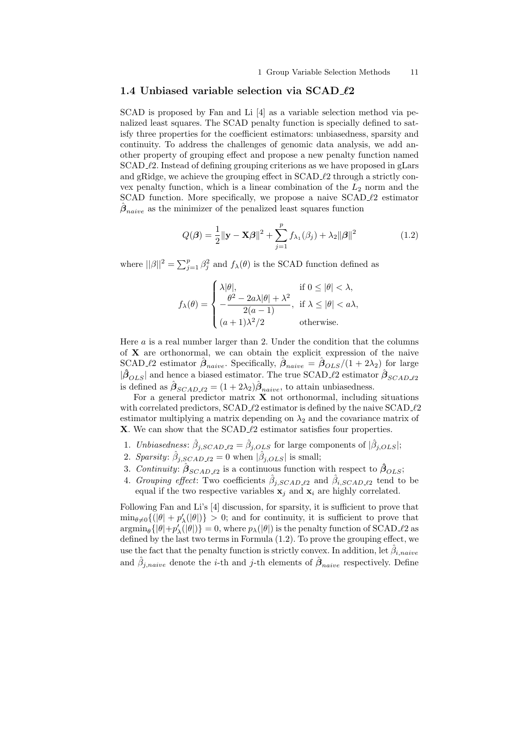## 1.4 Unbiased variable selection via SCAD_$\ell 2$

SCAD is proposed by Fan and Li [4] as a variable selection method via penalized least squares. The SCAD penalty function is specially defined to satisfy three properties for the coefficient estimators: unbiasedness, sparsity and continuity. To address the challenges of genomic data analysis, we add another property of grouping effect and propose a new penalty function named SCAD_$\ell 2$. Instead of defining grouping criterions as we have proposed in gLars and gRidge, we achieve the grouping effect in SCAD_$\ell 2$ through a strictly convex penalty function, which is a linear combination of the $L_2$ norm and the SCAD function. More specifically, we propose a naive SCAD_$\ell 2$ estimator $\hat{\boldsymbol{\beta}}_{naive}$ as the minimizer of the penalized least squares function

$$Q(\boldsymbol{\beta}) = \frac{1}{2}\|\mathbf{y} - \mathbf{X}\boldsymbol{\beta}\|^2 + \sum_{j=1}^{p} f_{\lambda_1}(\beta_j) + \lambda_2\|\boldsymbol{\beta}\|^2 \tag{1.2}$$

where $||\beta||^2 = \sum_{j=1}^{p} \beta_j^2$ and $f_\lambda(\theta)$ is the SCAD function defined as

$$f_\lambda(\theta) = \begin{cases} \lambda|\theta|, & \text{if } 0 \le |\theta| < \lambda, \\ -\dfrac{\theta^2 - 2a\lambda|\theta| + \lambda^2}{2(a-1)}, & \text{if } \lambda \le |\theta| < a\lambda, \\ (a+1)\lambda^2/2 & \text{otherwise.} \end{cases}$$

Here $a$ is a real number larger than 2. Under the condition that the columns of $\mathbf{X}$ are orthonormal, we can obtain the explicit expression of the naive SCAD_$\ell 2$ estimator $\hat{\boldsymbol{\beta}}_{naive}$. Specifically, $\hat{\boldsymbol{\beta}}_{naive} = \hat{\boldsymbol{\beta}}_{OLS}/(1+2\lambda_2)$ for large $|\hat{\boldsymbol{\beta}}_{OLS}|$ and hence a biased estimator. The true SCAD_$\ell 2$ estimator $\hat{\boldsymbol{\beta}}_{SCAD\_\ell 2}$ is defined as $\hat{\boldsymbol{\beta}}_{SCAD\_\ell 2} = (1+2\lambda_2)\hat{\boldsymbol{\beta}}_{naive}$, to attain unbiasedness.

For a general predictor matrix $\mathbf{X}$ not orthonormal, including situations with correlated predictors, SCAD_$\ell 2$ estimator is defined by the naive SCAD_$\ell 2$ estimator multiplying a matrix depending on $\lambda_2$ and the covariance matrix of $\mathbf{X}$. We can show that the SCAD_$\ell 2$ estimator satisfies four properties.

1. *Unbiasedness*: $\hat{\beta}_{j,SCAD\_\ell 2} = \hat{\beta}_{j,OLS}$ for large components of $|\hat{\beta}_{j,OLS}|$;
2. *Sparsity*: $\hat{\beta}_{j,SCAD\_\ell 2} = 0$ when $|\hat{\beta}_{j,OLS}|$ is small;
3. *Continuity*: $\hat{\boldsymbol{\beta}}_{SCAD\_\ell 2}$ is a continuous function with respect to $\hat{\boldsymbol{\beta}}_{OLS}$;
4. *Grouping effect*: Two coefficients $\hat{\beta}_{j,SCAD\_\ell 2}$ and $\hat{\beta}_{i,SCAD\_\ell 2}$ tend to be equal if the two respective variables $\mathbf{x}_j$ and $\mathbf{x}_i$ are highly correlated.

Following Fan and Li's [4] discussion, for sparsity, it is sufficient to prove that $\min_{\theta \neq 0}\{(|\theta| + p'_\lambda(|\theta|)\} > 0$; and for continuity, it is sufficient to prove that $\text{argmin}_\theta\{|\theta| + p'_\lambda(|\theta|)\} = 0$, where $p_\lambda(|\theta|)$ is the penalty function of SCAD_$\ell 2$ as defined by the last two terms in Formula (1.2). To prove the grouping effect, we use the fact that the penalty function is strictly convex. In addition, let $\hat{\beta}_{i,naive}$ and $\hat{\beta}_{j,naive}$ denote the $i$-th and $j$-th elements of $\hat{\boldsymbol{\beta}}_{naive}$ respectively. Define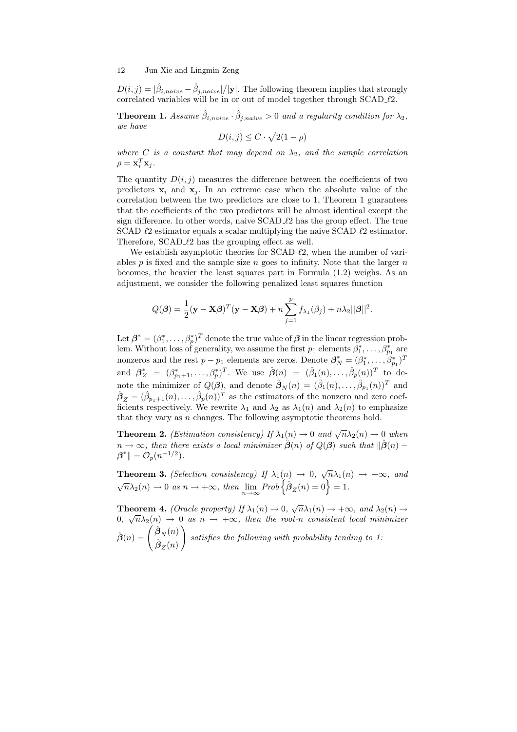$D(i,j) = |\hat{\beta}_{i,naive} - \hat{\beta}_{j,naive}|/|\mathbf{y}|$. The following theorem implies that strongly correlated variables will be in or out of model together through SCAD_$\ell2$.

**Theorem 1.** *Assume $\hat{\beta}_{i,naive} \cdot \hat{\beta}_{j,naive} > 0$ and a regularity condition for $\lambda_2$, we have*

$$D(i,j) \leq C \cdot \sqrt{2(1-\rho)}$$

*where $C$ is a constant that may depend on $\lambda_2$, and the sample correlation $\rho = \mathbf{x}_i^T \mathbf{x}_j$.*

The quantity $D(i,j)$ measures the difference between the coefficients of two predictors $\mathbf{x}_i$ and $\mathbf{x}_j$. In an extreme case when the absolute value of the correlation between the two predictors are close to 1, Theorem 1 guarantees that the coefficients of the two predictors will be almost identical except the sign difference. In other words, naive SCAD_$\ell2$ has the group effect. The true SCAD_$\ell2$ estimator equals a scalar multiplying the naive SCAD_$\ell2$ estimator. Therefore, SCAD_$\ell2$ has the grouping effect as well.

We establish asymptotic theories for SCAD_$\ell2$, when the number of variables $p$ is fixed and the sample size $n$ goes to infinity. Note that the larger $n$ becomes, the heavier the least squares part in Formula (1.2) weighs. As an adjustment, we consider the following penalized least squares function

$$Q(\boldsymbol{\beta}) = \frac{1}{2}(\mathbf{y} - \mathbf{X}\boldsymbol{\beta})^T(\mathbf{y} - \mathbf{X}\boldsymbol{\beta}) + n\sum_{j=1}^{p} f_{\lambda_1}(\beta_j) + n\lambda_2||\boldsymbol{\beta}||^2.$$

Let $\boldsymbol{\beta}^* = (\beta_1^*, \ldots, \beta_p^*)^T$ denote the true value of $\boldsymbol{\beta}$ in the linear regression problem. Without loss of generality, we assume the first $p_1$ elements $\beta_1^*, \ldots, \beta_{p_1}^*$ are nonzeros and the rest $p - p_1$ elements are zeros. Denote $\boldsymbol{\beta}_N^* = (\beta_1^*, \ldots, \beta_{p_1}^*)^T$ and $\boldsymbol{\beta}_Z^* = (\beta_{p_1+1}^*, \ldots, \beta_p^*)^T$. We use $\hat{\boldsymbol{\beta}}(n) = (\hat{\beta}_1(n), \ldots, \hat{\beta}_p(n))^T$ to denote the minimizer of $Q(\boldsymbol{\beta})$, and denote $\hat{\boldsymbol{\beta}}_N(n) = (\hat{\beta}_1(n), \ldots, \hat{\beta}_{p_1}(n))^T$ and $\hat{\boldsymbol{\beta}}_Z = (\hat{\beta}_{p_1+1}(n), \ldots, \hat{\beta}_p(n))^T$ as the estimators of the nonzero and zero coefficients respectively. We rewrite $\lambda_1$ and $\lambda_2$ as $\lambda_1(n)$ and $\lambda_2(n)$ to emphasize that they vary as $n$ changes. The following asymptotic theorems hold.

**Theorem 2.** *(Estimation consistency) If $\lambda_1(n) \to 0$ and $\sqrt{n}\lambda_2(n) \to 0$ when $n \to \infty$, then there exists a local minimizer $\hat{\boldsymbol{\beta}}(n)$ of $Q(\boldsymbol{\beta})$ such that $\|\hat{\boldsymbol{\beta}}(n) - \boldsymbol{\beta}^*\| = \mathcal{O}_p(n^{-1/2})$.*

**Theorem 3.** *(Selection consistency) If $\lambda_1(n) \to 0$, $\sqrt{n}\lambda_1(n) \to +\infty$, and $\sqrt{n}\lambda_2(n) \to 0$ as $n \to +\infty$, then $\lim_{n\to\infty} Prob\left\{\hat{\boldsymbol{\beta}}_Z(n) = 0\right\} = 1$.*

**Theorem 4.** *(Oracle property) If $\lambda_1(n) \to 0$, $\sqrt{n}\lambda_1(n) \to +\infty$, and $\lambda_2(n) \to 0$, $\sqrt{n}\lambda_2(n) \to 0$ as $n \to +\infty$, then the root-n consistent local minimizer $\hat{\boldsymbol{\beta}}(n) = \begin{pmatrix} \hat{\boldsymbol{\beta}}_N(n) \\ \hat{\boldsymbol{\beta}}_Z(n) \end{pmatrix}$ satisfies the following with probability tending to 1:*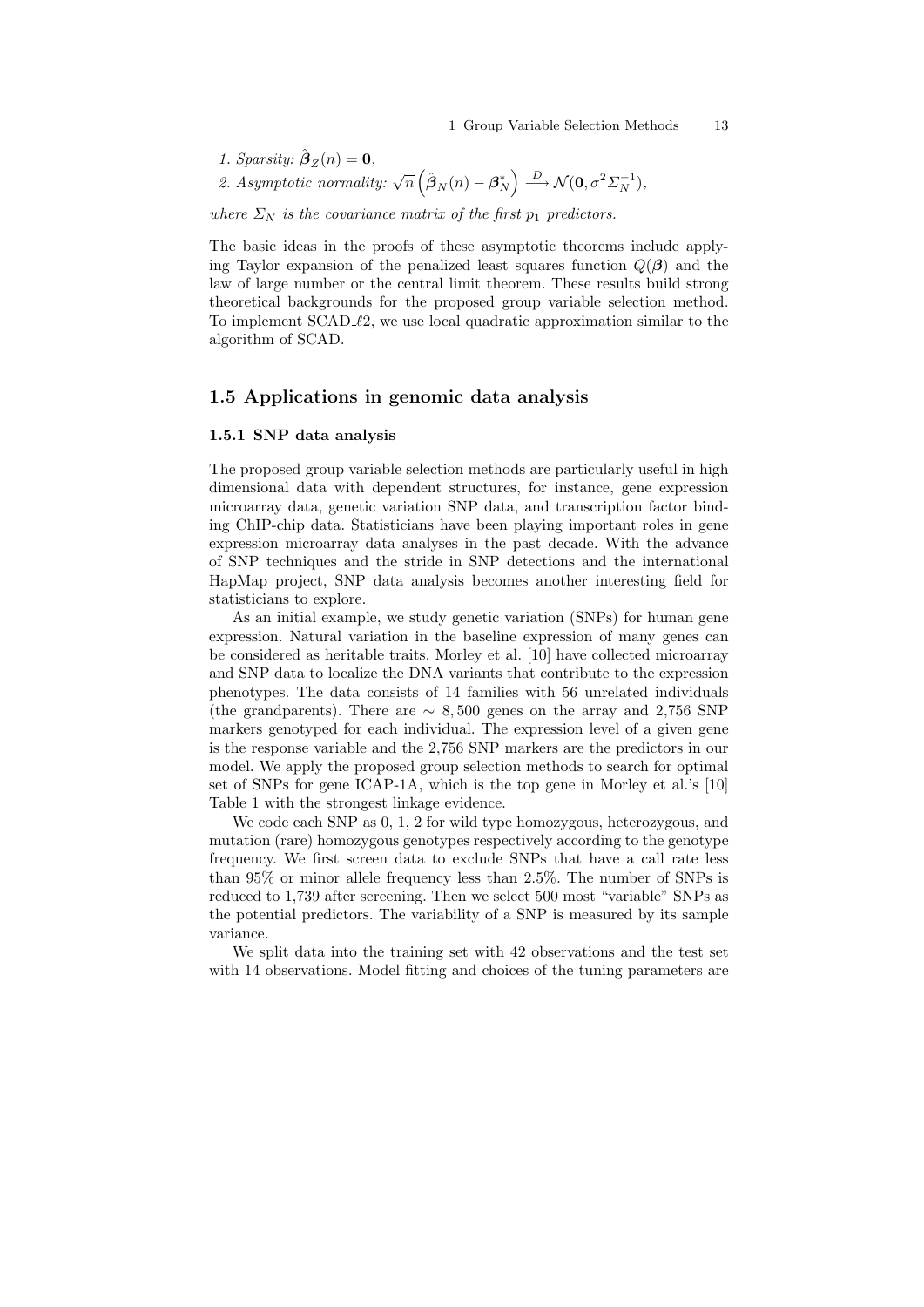1. *Sparsity:* $\hat{\boldsymbol{\beta}}_Z(n) = \mathbf{0}$,
2. *Asymptotic normality:* $\sqrt{n}\left(\hat{\boldsymbol{\beta}}_N(n) - \boldsymbol{\beta}_N^*\right) \xrightarrow{D} \mathcal{N}(\mathbf{0}, \sigma^2 \Sigma_N^{-1})$,

*where $\Sigma_N$ is the covariance matrix of the first $p_1$ predictors.*

The basic ideas in the proofs of these asymptotic theorems include applying Taylor expansion of the penalized least squares function $Q(\boldsymbol{\beta})$ and the law of large number or the central limit theorem. These results build strong theoretical backgrounds for the proposed group variable selection method. To implement SCAD_$\ell$2, we use local quadratic approximation similar to the algorithm of SCAD.

## 1.5 Applications in genomic data analysis

### 1.5.1 SNP data analysis

The proposed group variable selection methods are particularly useful in high dimensional data with dependent structures, for instance, gene expression microarray data, genetic variation SNP data, and transcription factor binding ChIP-chip data. Statisticians have been playing important roles in gene expression microarray data analyses in the past decade. With the advance of SNP techniques and the stride in SNP detections and the international HapMap project, SNP data analysis becomes another interesting field for statisticians to explore.

As an initial example, we study genetic variation (SNPs) for human gene expression. Natural variation in the baseline expression of many genes can be considered as heritable traits. Morley et al. [10] have collected microarray and SNP data to localize the DNA variants that contribute to the expression phenotypes. The data consists of 14 families with 56 unrelated individuals (the grandparents). There are $\sim 8,500$ genes on the array and 2,756 SNP markers genotyped for each individual. The expression level of a given gene is the response variable and the 2,756 SNP markers are the predictors in our model. We apply the proposed group selection methods to search for optimal set of SNPs for gene ICAP-1A, which is the top gene in Morley et al.'s [10] Table 1 with the strongest linkage evidence.

We code each SNP as 0, 1, 2 for wild type homozygous, heterozygous, and mutation (rare) homozygous genotypes respectively according to the genotype frequency. We first screen data to exclude SNPs that have a call rate less than 95% or minor allele frequency less than 2.5%. The number of SNPs is reduced to 1,739 after screening. Then we select 500 most "variable" SNPs as the potential predictors. The variability of a SNP is measured by its sample variance.

We split data into the training set with 42 observations and the test set with 14 observations. Model fitting and choices of the tuning parameters are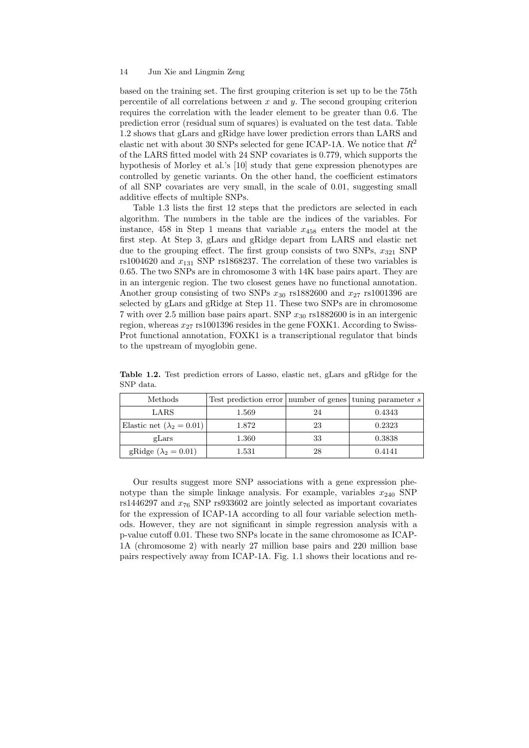based on the training set. The first grouping criterion is set up to be the 75th percentile of all correlations between $x$ and $y$. The second grouping criterion requires the correlation with the leader element to be greater than 0.6. The prediction error (residual sum of squares) is evaluated on the test data. Table 1.2 shows that gLars and gRidge have lower prediction errors than LARS and elastic net with about 30 SNPs selected for gene ICAP-1A. We notice that $R^2$ of the LARS fitted model with 24 SNP covariates is 0.779, which supports the hypothesis of Morley et al.'s [10] study that gene expression phenotypes are controlled by genetic variants. On the other hand, the coefficient estimators of all SNP covariates are very small, in the scale of 0.01, suggesting small additive effects of multiple SNPs.

Table 1.3 lists the first 12 steps that the predictors are selected in each algorithm. The numbers in the table are the indices of the variables. For instance, 458 in Step 1 means that variable $x_{458}$ enters the model at the first step. At Step 3, gLars and gRidge depart from LARS and elastic net due to the grouping effect. The first group consists of two SNPs, $x_{321}$ SNP rs1004620 and $x_{131}$ SNP rs1868237. The correlation of these two variables is 0.65. The two SNPs are in chromosome 3 with 14K base pairs apart. They are in an intergenic region. The two closest genes have no functional annotation. Another group consisting of two SNPs $x_{30}$ rs1882600 and $x_{27}$ rs1001396 are selected by gLars and gRidge at Step 11. These two SNPs are in chromosome 7 with over 2.5 million base pairs apart. SNP $x_{30}$ rs1882600 is in an intergenic region, whereas $x_{27}$ rs1001396 resides in the gene FOXK1. According to Swiss-Prot functional annotation, FOXK1 is a transcriptional regulator that binds to the upstream of myoglobin gene.

**Table 1.2.** Test prediction errors of Lasso, elastic net, gLars and gRidge for the SNP data.

| Methods | Test prediction error | number of genes | tuning parameter $s$ |
|---|---|---|---|
| LARS | 1.569 | 24 | 0.4343 |
| Elastic net ($\lambda_2 = 0.01$) | 1.872 | 23 | 0.2323 |
| gLars | 1.360 | 33 | 0.3838 |
| gRidge ($\lambda_2 = 0.01$) | 1.531 | 28 | 0.4141 |

Our results suggest more SNP associations with a gene expression phenotype than the simple linkage analysis. For example, variables $x_{240}$ SNP rs1446297 and $x_{76}$ SNP rs933602 are jointly selected as important covariates for the expression of ICAP-1A according to all four variable selection methods. However, they are not significant in simple regression analysis with a p-value cutoff 0.01. These two SNPs locate in the same chromosome as ICAP-1A (chromosome 2) with nearly 27 million base pairs and 220 million base pairs respectively away from ICAP-1A. Fig. 1.1 shows their locations and re-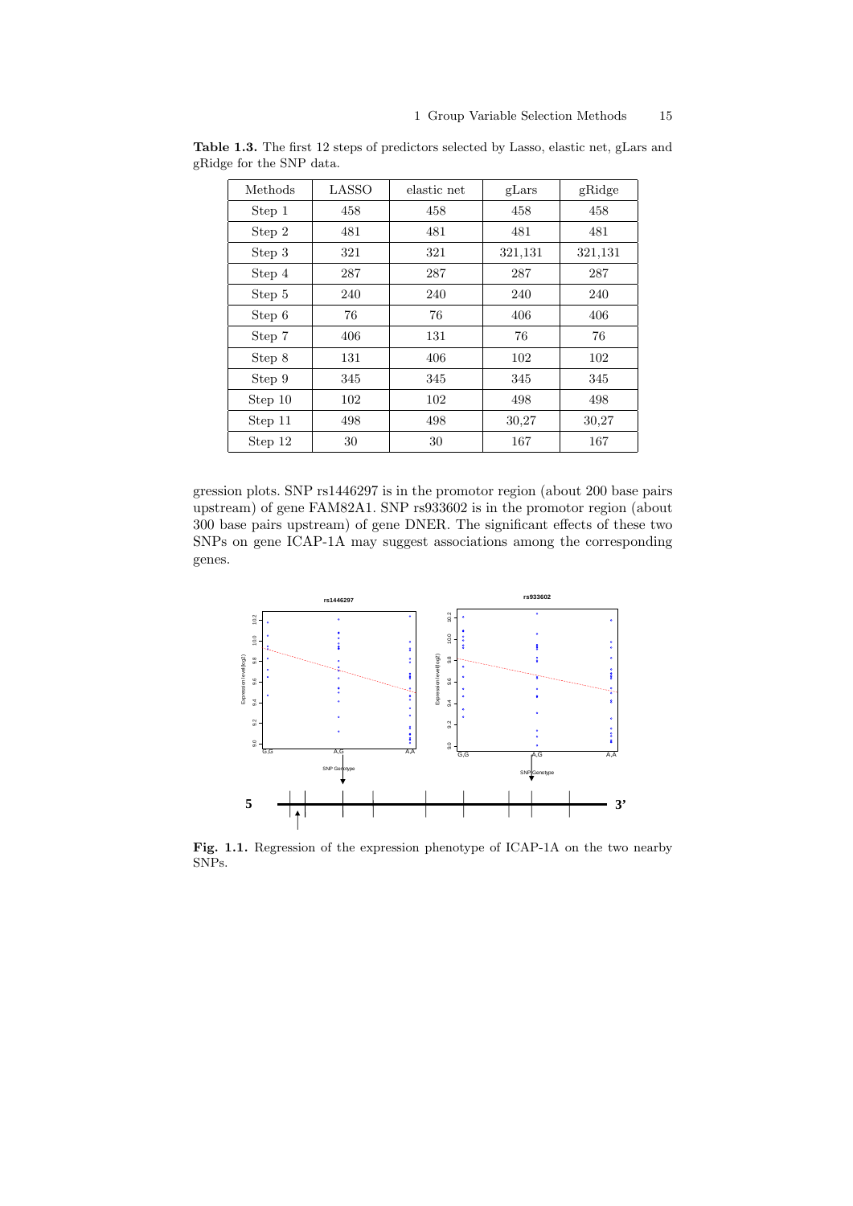**Table 1.3.** The first 12 steps of predictors selected by Lasso, elastic net, gLars and gRidge for the SNP data.

| Methods | LASSO | elastic net | gLars | gRidge |
|---|---|---|---|---|
| Step 1 | 458 | 458 | 458 | 458 |
| Step 2 | 481 | 481 | 481 | 481 |
| Step 3 | 321 | 321 | 321,131 | 321,131 |
| Step 4 | 287 | 287 | 287 | 287 |
| Step 5 | 240 | 240 | 240 | 240 |
| Step 6 | 76 | 76 | 406 | 406 |
| Step 7 | 406 | 131 | 76 | 76 |
| Step 8 | 131 | 406 | 102 | 102 |
| Step 9 | 345 | 345 | 345 | 345 |
| Step 10 | 102 | 102 | 498 | 498 |
| Step 11 | 498 | 498 | 30,27 | 30,27 |
| Step 12 | 30 | 30 | 167 | 167 |

gression plots. SNP rs1446297 is in the promotor region (about 200 base pairs upstream) of gene FAM82A1. SNP rs933602 is in the promotor region (about 300 base pairs upstream) of gene DNER. The significant effects of these two SNPs on gene ICAP-1A may suggest associations among the corresponding genes.

**Fig. 1.1.** Regression of the expression phenotype of ICAP-1A on the two nearby SNPs.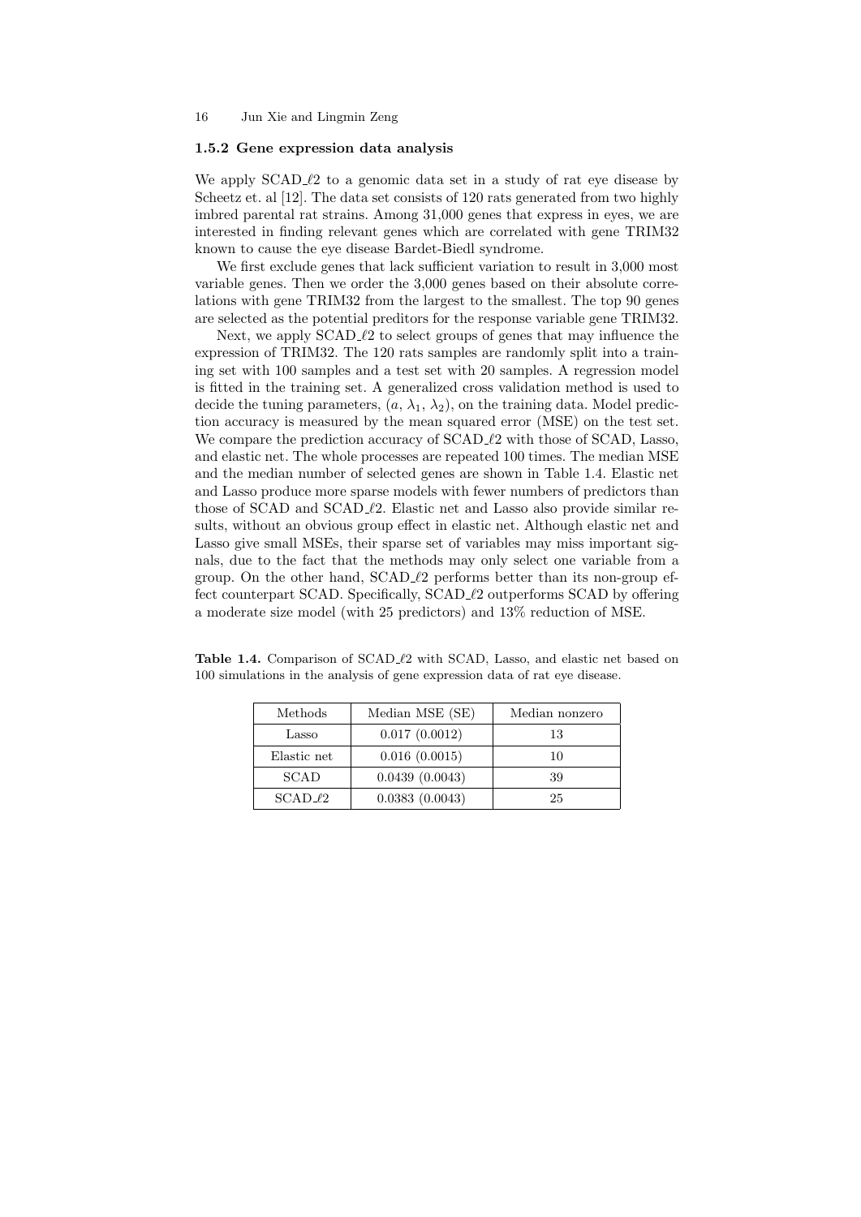### 1.5.2 Gene expression data analysis

We apply SCAD_$\ell$2 to a genomic data set in a study of rat eye disease by Scheetz et. al [12]. The data set consists of 120 rats generated from two highly imbred parental rat strains. Among 31,000 genes that express in eyes, we are interested in finding relevant genes which are correlated with gene TRIM32 known to cause the eye disease Bardet-Biedl syndrome.

We first exclude genes that lack sufficient variation to result in 3,000 most variable genes. Then we order the 3,000 genes based on their absolute correlations with gene TRIM32 from the largest to the smallest. The top 90 genes are selected as the potential preditors for the response variable gene TRIM32.

Next, we apply SCAD_$\ell$2 to select groups of genes that may influence the expression of TRIM32. The 120 rats samples are randomly split into a training set with 100 samples and a test set with 20 samples. A regression model is fitted in the training set. A generalized cross validation method is used to decide the tuning parameters, $(a, \lambda_1, \lambda_2)$, on the training data. Model prediction accuracy is measured by the mean squared error (MSE) on the test set. We compare the prediction accuracy of SCAD_$\ell$2 with those of SCAD, Lasso, and elastic net. The whole processes are repeated 100 times. The median MSE and the median number of selected genes are shown in Table 1.4. Elastic net and Lasso produce more sparse models with fewer numbers of predictors than those of SCAD and SCAD_$\ell$2. Elastic net and Lasso also provide similar results, without an obvious group effect in elastic net. Although elastic net and Lasso give small MSEs, their sparse set of variables may miss important signals, due to the fact that the methods may only select one variable from a group. On the other hand, SCAD_$\ell$2 performs better than its non-group effect counterpart SCAD. Specifically, SCAD_$\ell$2 outperforms SCAD by offering a moderate size model (with 25 predictors) and 13% reduction of MSE.

**Table 1.4.** Comparison of SCAD_$\ell$2 with SCAD, Lasso, and elastic net based on 100 simulations in the analysis of gene expression data of rat eye disease.

| Methods | Median MSE (SE) | Median nonzero |
|---|---|---|
| Lasso | 0.017 (0.0012) | 13 |
| Elastic net | 0.016 (0.0015) | 10 |
| SCAD | 0.0439 (0.0043) | 39 |
| SCAD_$\ell$2 | 0.0383 (0.0043) | 25 |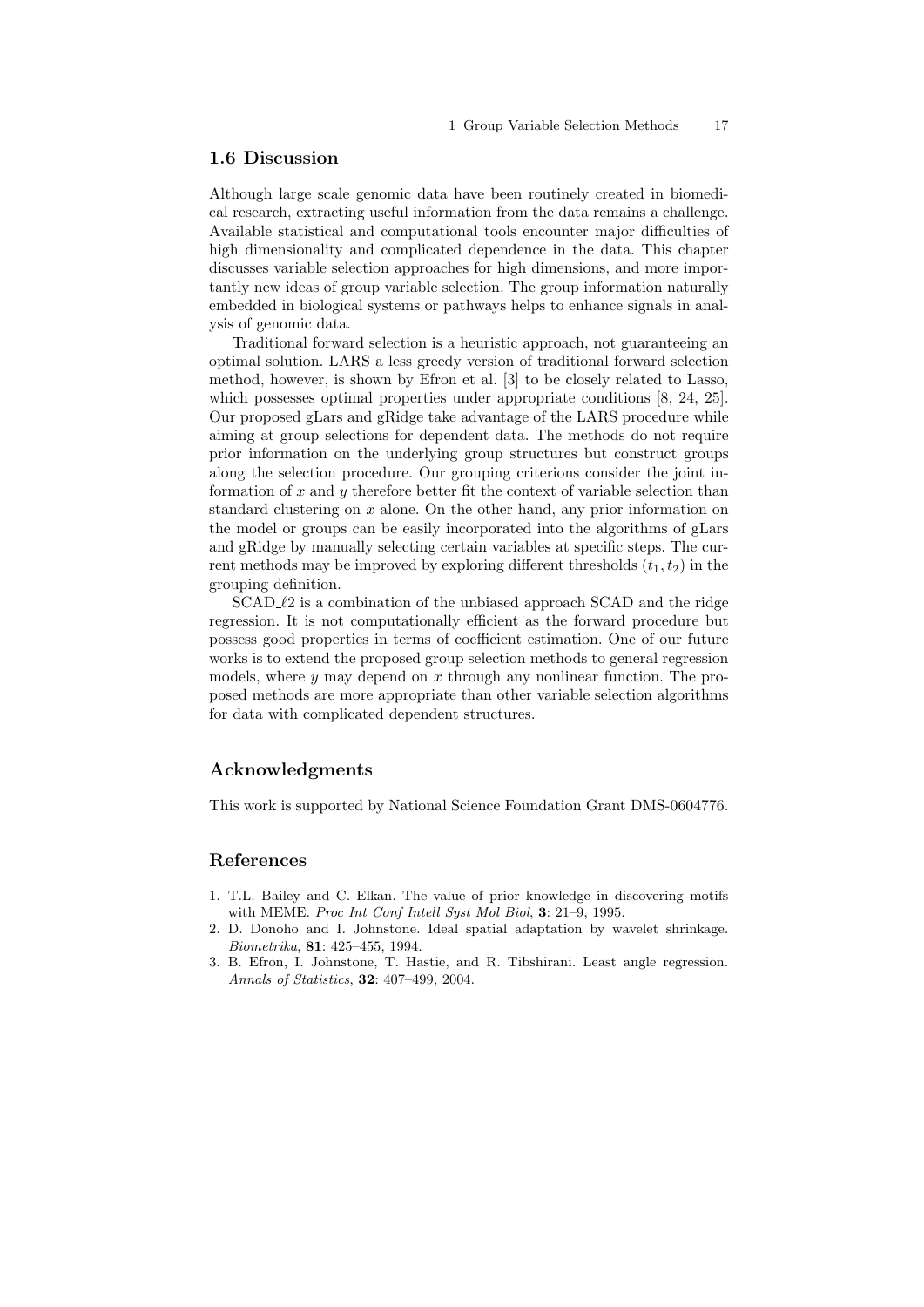## 1.6 Discussion

Although large scale genomic data have been routinely created in biomedical research, extracting useful information from the data remains a challenge. Available statistical and computational tools encounter major difficulties of high dimensionality and complicated dependence in the data. This chapter discusses variable selection approaches for high dimensions, and more importantly new ideas of group variable selection. The group information naturally embedded in biological systems or pathways helps to enhance signals in analysis of genomic data.

Traditional forward selection is a heuristic approach, not guaranteeing an optimal solution. LARS a less greedy version of traditional forward selection method, however, is shown by Efron et al. [3] to be closely related to Lasso, which possesses optimal properties under appropriate conditions [8, 24, 25]. Our proposed gLars and gRidge take advantage of the LARS procedure while aiming at group selections for dependent data. The methods do not require prior information on the underlying group structures but construct groups along the selection procedure. Our grouping criterions consider the joint information of $x$ and $y$ therefore better fit the context of variable selection than standard clustering on $x$ alone. On the other hand, any prior information on the model or groups can be easily incorporated into the algorithms of gLars and gRidge by manually selecting certain variables at specific steps. The current methods may be improved by exploring different thresholds $(t_1, t_2)$ in the grouping definition.

SCAD_$\ell 2$ is a combination of the unbiased approach SCAD and the ridge regression. It is not computationally efficient as the forward procedure but possess good properties in terms of coefficient estimation. One of our future works is to extend the proposed group selection methods to general regression models, where $y$ may depend on $x$ through any nonlinear function. The proposed methods are more appropriate than other variable selection algorithms for data with complicated dependent structures.

## Acknowledgments

This work is supported by National Science Foundation Grant DMS-0604776.

## References

1. T.L. Bailey and C. Elkan. The value of prior knowledge in discovering motifs with MEME. *Proc Int Conf Intell Syst Mol Biol*, **3**: 21–9, 1995.
2. D. Donoho and I. Johnstone. Ideal spatial adaptation by wavelet shrinkage. *Biometrika*, **81**: 425–455, 1994.
3. B. Efron, I. Johnstone, T. Hastie, and R. Tibshirani. Least angle regression. *Annals of Statistics*, **32**: 407–499, 2004.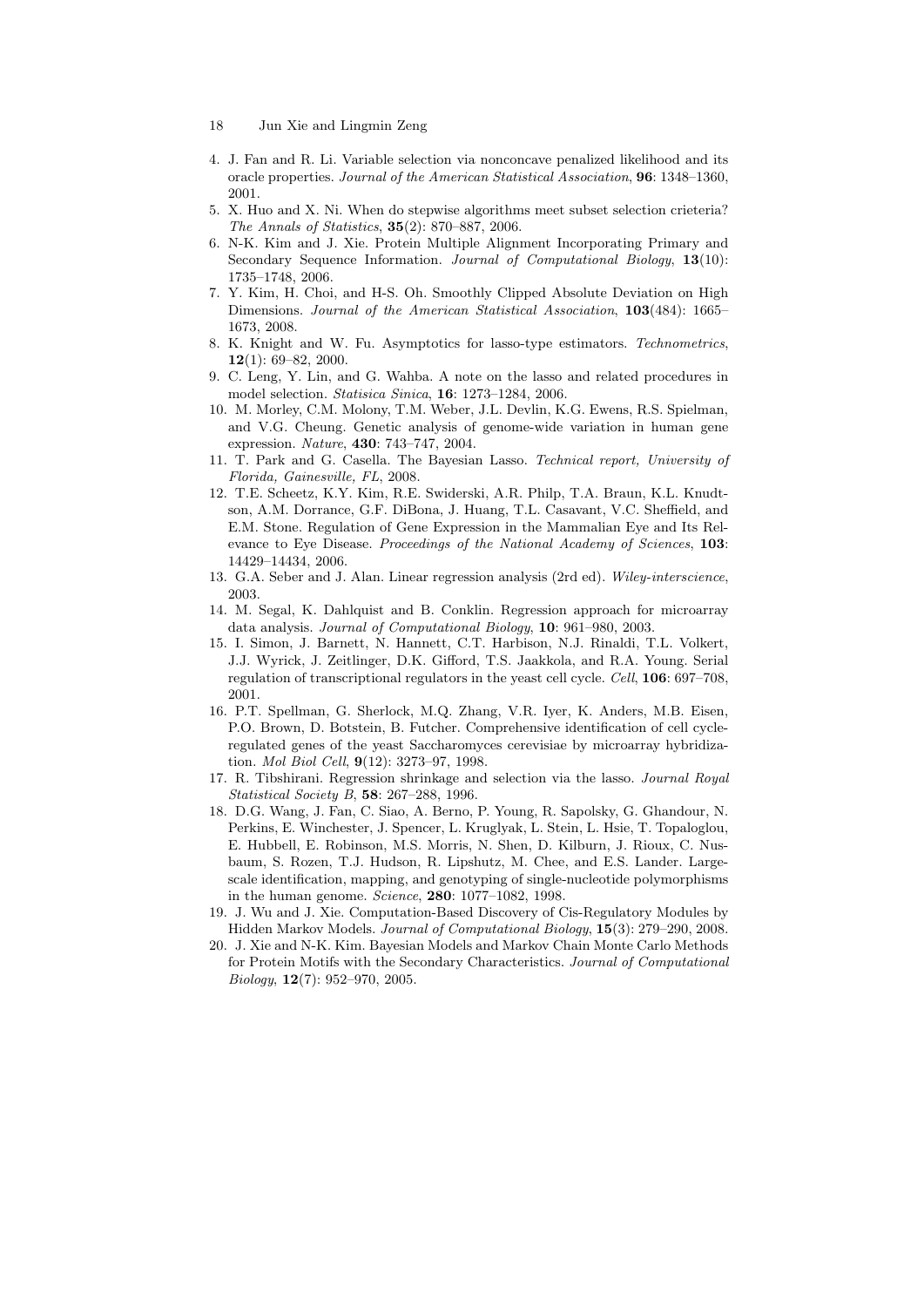4. J. Fan and R. Li. Variable selection via nonconcave penalized likelihood and its oracle properties. *Journal of the American Statistical Association*, **96**: 1348–1360, 2001.
5. X. Huo and X. Ni. When do stepwise algorithms meet subset selection crieteria? *The Annals of Statistics*, **35**(2): 870–887, 2006.
6. N-K. Kim and J. Xie. Protein Multiple Alignment Incorporating Primary and Secondary Sequence Information. *Journal of Computational Biology*, **13**(10): 1735–1748, 2006.
7. Y. Kim, H. Choi, and H-S. Oh. Smoothly Clipped Absolute Deviation on High Dimensions. *Journal of the American Statistical Association*, **103**(484): 1665–1673, 2008.
8. K. Knight and W. Fu. Asymptotics for lasso-type estimators. *Technometrics*, **12**(1): 69–82, 2000.
9. C. Leng, Y. Lin, and G. Wahba. A note on the lasso and related procedures in model selection. *Statisica Sinica*, **16**: 1273–1284, 2006.
10. M. Morley, C.M. Molony, T.M. Weber, J.L. Devlin, K.G. Ewens, R.S. Spielman, and V.G. Cheung. Genetic analysis of genome-wide variation in human gene expression. *Nature*, **430**: 743–747, 2004.
11. T. Park and G. Casella. The Bayesian Lasso. *Technical report, University of Florida, Gainesville, FL*, 2008.
12. T.E. Scheetz, K.Y. Kim, R.E. Swiderski, A.R. Philp, T.A. Braun, K.L. Knudtson, A.M. Dorrance, G.F. DiBona, J. Huang, T.L. Casavant, V.C. Sheffield, and E.M. Stone. Regulation of Gene Expression in the Mammalian Eye and Its Relevance to Eye Disease. *Proceedings of the National Academy of Sciences*, **103**: 14429–14434, 2006.
13. G.A. Seber and J. Alan. Linear regression analysis (2rd ed). *Wiley-interscience*, 2003.
14. M. Segal, K. Dahlquist and B. Conklin. Regression approach for microarray data analysis. *Journal of Computational Biology*, **10**: 961–980, 2003.
15. I. Simon, J. Barnett, N. Hannett, C.T. Harbison, N.J. Rinaldi, T.L. Volkert, J.J. Wyrick, J. Zeitlinger, D.K. Gifford, T.S. Jaakkola, and R.A. Young. Serial regulation of transcriptional regulators in the yeast cell cycle. *Cell*, **106**: 697–708, 2001.
16. P.T. Spellman, G. Sherlock, M.Q. Zhang, V.R. Iyer, K. Anders, M.B. Eisen, P.O. Brown, D. Botstein, B. Futcher. Comprehensive identification of cell cycle-regulated genes of the yeast Saccharomyces cerevisiae by microarray hybridization. *Mol Biol Cell*, **9**(12): 3273–97, 1998.
17. R. Tibshirani. Regression shrinkage and selection via the lasso. *Journal Royal Statistical Society B*, **58**: 267–288, 1996.
18. D.G. Wang, J. Fan, C. Siao, A. Berno, P. Young, R. Sapolsky, G. Ghandour, N. Perkins, E. Winchester, J. Spencer, L. Kruglyak, L. Stein, L. Hsie, T. Topaloglou, E. Hubbell, E. Robinson, M.S. Morris, N. Shen, D. Kilburn, J. Rioux, C. Nusbaum, S. Rozen, T.J. Hudson, R. Lipshutz, M. Chee, and E.S. Lander. Large-scale identification, mapping, and genotyping of single-nucleotide polymorphisms in the human genome. *Science*, **280**: 1077–1082, 1998.
19. J. Wu and J. Xie. Computation-Based Discovery of Cis-Regulatory Modules by Hidden Markov Models. *Journal of Computational Biology*, **15**(3): 279–290, 2008.
20. J. Xie and N-K. Kim. Bayesian Models and Markov Chain Monte Carlo Methods for Protein Motifs with the Secondary Characteristics. *Journal of Computational Biology*, **12**(7): 952–970, 2005.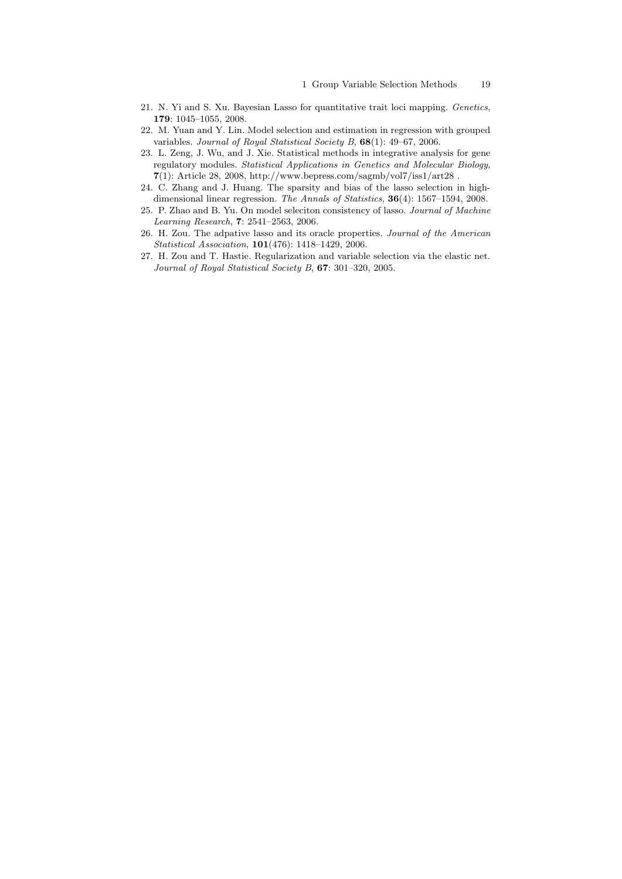21. N. Yi and S. Xu. Bayesian Lasso for quantitative trait loci mapping. *Genetics*, **179**: 1045–1055, 2008.
22. M. Yuan and Y. Lin. Model selection and estimation in regression with grouped variables. *Journal of Royal Statistical Society B*, **68**(1): 49–67, 2006.
23. L. Zeng, J. Wu, and J. Xie. Statistical methods in integrative analysis for gene regulatory modules. *Statistical Applications in Genetics and Molecular Biology*, **7**(1): Article 28, 2008, http://www.bepress.com/sagmb/vol7/iss1/art28 .
24. C. Zhang and J. Huang. The sparsity and bias of the lasso selection in high-dimensional linear regression. *The Annals of Statistics*, **36**(4): 1567–1594, 2008.
25. P. Zhao and B. Yu. On model seleciton consistency of lasso. *Journal of Machine Learning Research*, **7**: 2541–2563, 2006.
26. H. Zou. The adpative lasso and its oracle properties. *Journal of the American Statistical Association*, **101**(476): 1418–1429, 2006.
27. H. Zou and T. Hastie. Regularization and variable selection via the elastic net. *Journal of Royal Statistical Society B*, **67**: 301–320, 2005.